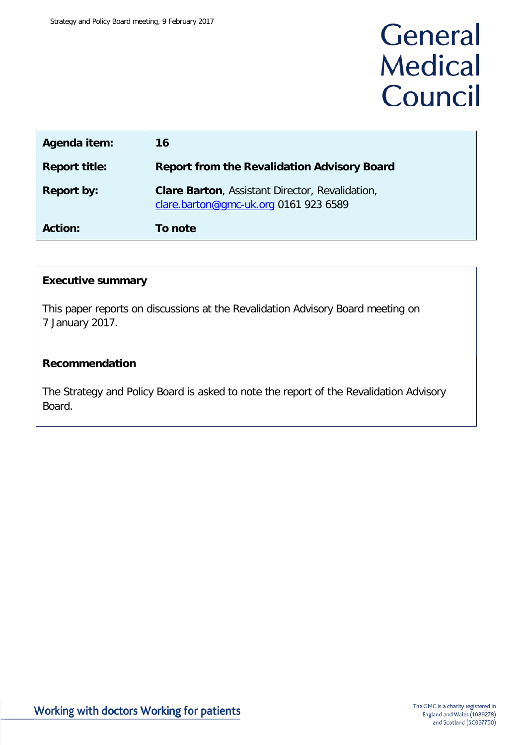# General Medical Council

| Agenda item: | 16 |
| --- | --- |
| Report title: | Report from the Revalidation Advisory Board |
| Report by: | **Clare Barton**, Assistant Director, Revalidation, [clare.barton@gmc-uk.org](mailto:clare.barton@gmc-uk.org) 0161 923 6589 |
| Action: | To note |

**Executive summary**

This paper reports on discussions at the Revalidation Advisory Board meeting on 7 January 2017.

**Recommendation**

The Strategy and Policy Board is asked to note the report of the Revalidation Advisory Board.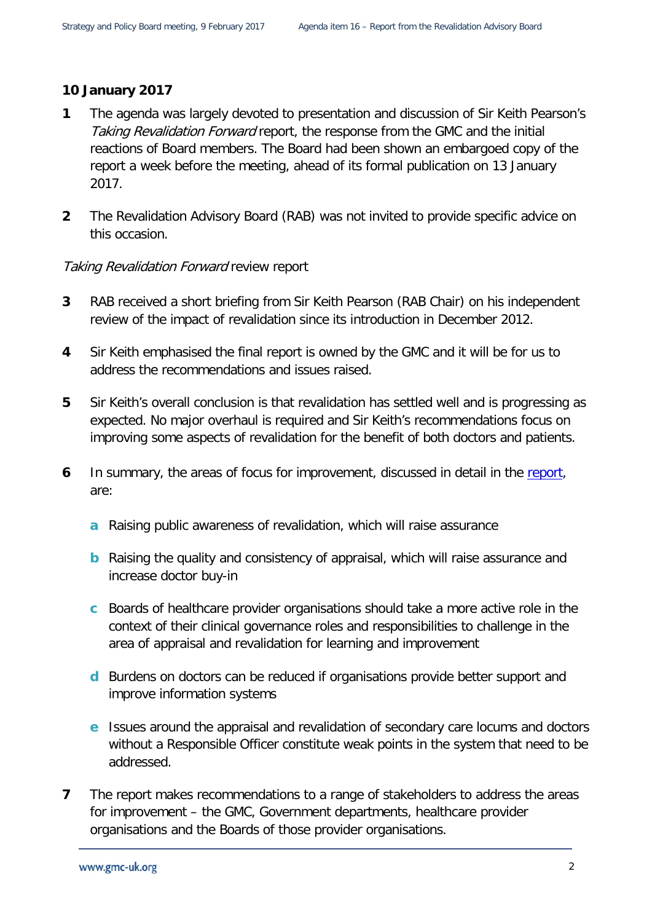**10 January 2017**

**1** The agenda was largely devoted to presentation and discussion of Sir Keith Pearson's *Taking Revalidation Forward* report, the response from the GMC and the initial reactions of Board members. The Board had been shown an embargoed copy of the report a week before the meeting, ahead of its formal publication on 13 January 2017.

**2** The Revalidation Advisory Board (RAB) was not invited to provide specific advice on this occasion.

*Taking Revalidation Forward* review report

**3** RAB received a short briefing from Sir Keith Pearson (RAB Chair) on his independent review of the impact of revalidation since its introduction in December 2012.

**4** Sir Keith emphasised the final report is owned by the GMC and it will be for us to address the recommendations and issues raised.

**5** Sir Keith's overall conclusion is that revalidation has settled well and is progressing as expected. No major overhaul is required and Sir Keith's recommendations focus on improving some aspects of revalidation for the benefit of both doctors and patients.

**6** In summary, the areas of focus for improvement, discussed in detail in the report, are:

- **a** Raising public awareness of revalidation, which will raise assurance
- **b** Raising the quality and consistency of appraisal, which will raise assurance and increase doctor buy-in
- **c** Boards of healthcare provider organisations should take a more active role in the context of their clinical governance roles and responsibilities to challenge in the area of appraisal and revalidation for learning and improvement
- **d** Burdens on doctors can be reduced if organisations provide better support and improve information systems
- **e** Issues around the appraisal and revalidation of secondary care locums and doctors without a Responsible Officer constitute weak points in the system that need to be addressed.

**7** The report makes recommendations to a range of stakeholders to address the areas for improvement – the GMC, Government departments, healthcare provider organisations and the Boards of those provider organisations.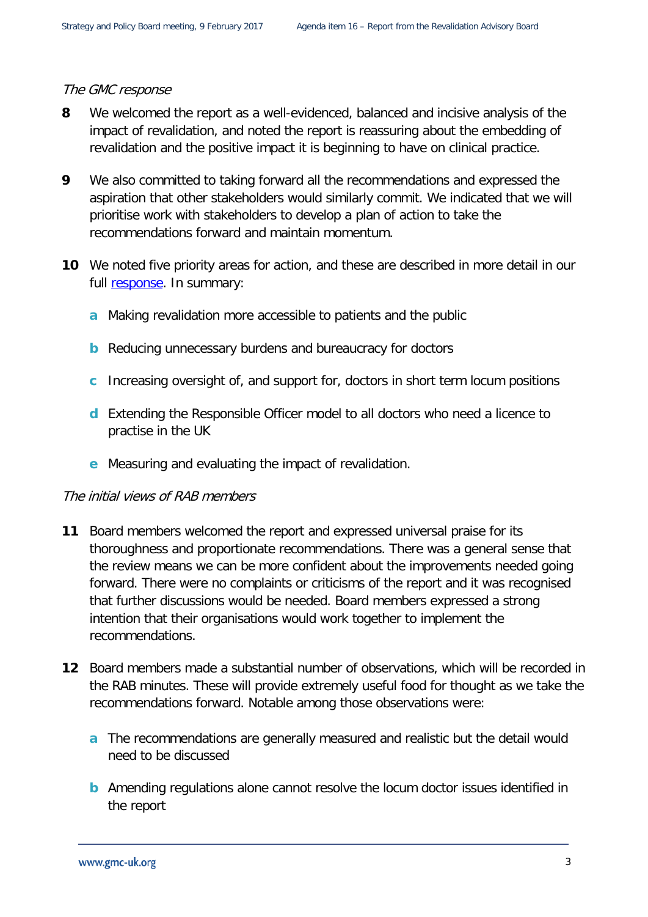*The GMC response*

**8** We welcomed the report as a well-evidenced, balanced and incisive analysis of the impact of revalidation, and noted the report is reassuring about the embedding of revalidation and the positive impact it is beginning to have on clinical practice.

**9** We also committed to taking forward all the recommendations and expressed the aspiration that other stakeholders would similarly commit. We indicated that we will prioritise work with stakeholders to develop a plan of action to take the recommendations forward and maintain momentum.

**10** We noted five priority areas for action, and these are described in more detail in our full response. In summary:

- **a** Making revalidation more accessible to patients and the public
- **b** Reducing unnecessary burdens and bureaucracy for doctors
- **c** Increasing oversight of, and support for, doctors in short term locum positions
- **d** Extending the Responsible Officer model to all doctors who need a licence to practise in the UK
- **e** Measuring and evaluating the impact of revalidation.

*The initial views of RAB members*

**11** Board members welcomed the report and expressed universal praise for its thoroughness and proportionate recommendations. There was a general sense that the review means we can be more confident about the improvements needed going forward. There were no complaints or criticisms of the report and it was recognised that further discussions would be needed. Board members expressed a strong intention that their organisations would work together to implement the recommendations.

**12** Board members made a substantial number of observations, which will be recorded in the RAB minutes. These will provide extremely useful food for thought as we take the recommendations forward. Notable among those observations were:

- **a** The recommendations are generally measured and realistic but the detail would need to be discussed
- **b** Amending regulations alone cannot resolve the locum doctor issues identified in the report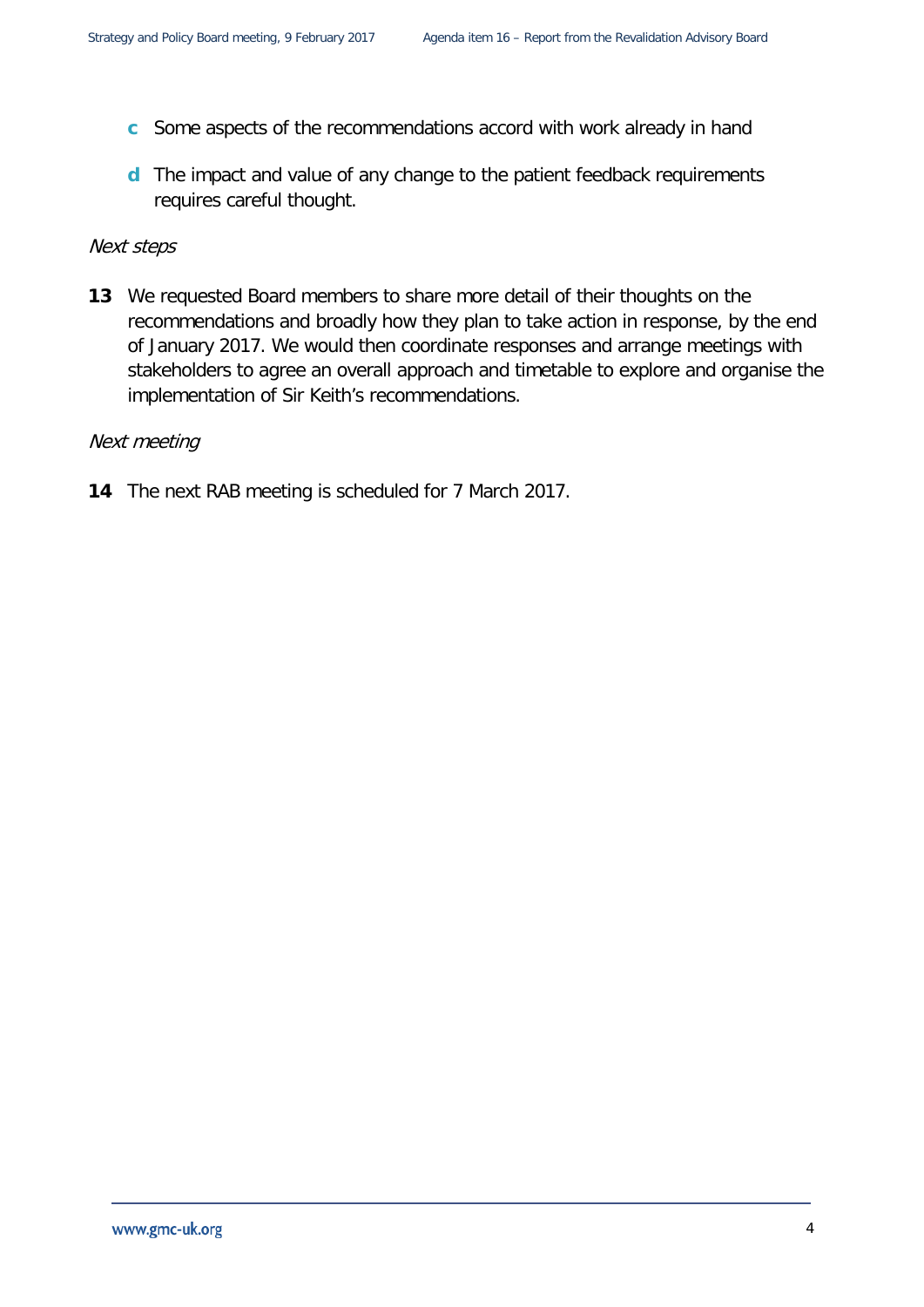c Some aspects of the recommendations accord with work already in hand

d The impact and value of any change to the patient feedback requirements requires careful thought.

*Next steps*

**13** We requested Board members to share more detail of their thoughts on the recommendations and broadly how they plan to take action in response, by the end of January 2017. We would then coordinate responses and arrange meetings with stakeholders to agree an overall approach and timetable to explore and organise the implementation of Sir Keith's recommendations.

*Next meeting*

**14** The next RAB meeting is scheduled for 7 March 2017.